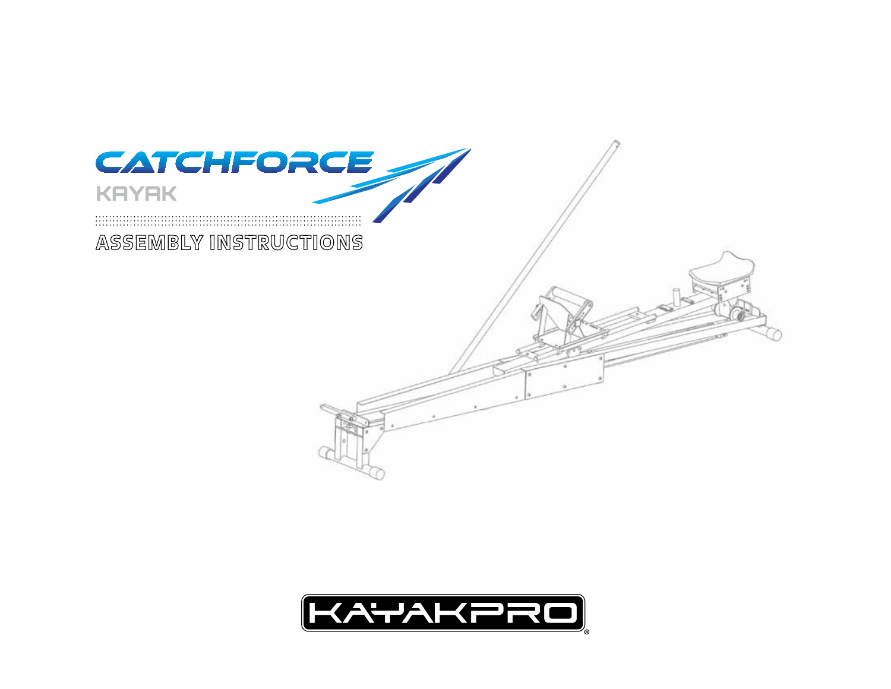# CATCHFORCE

KAYAK

## ASSEMBLY INSTRUCTIONS

KAYAKPRO®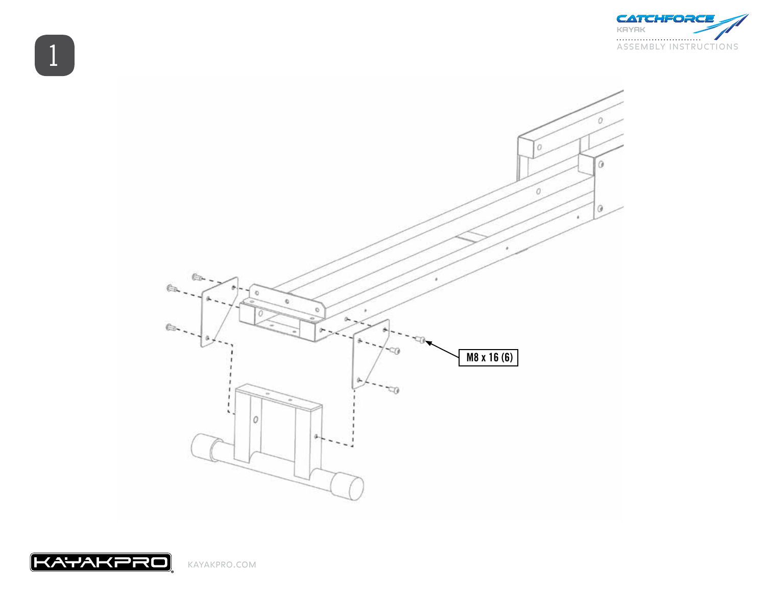# 1

M8 x 16 (6)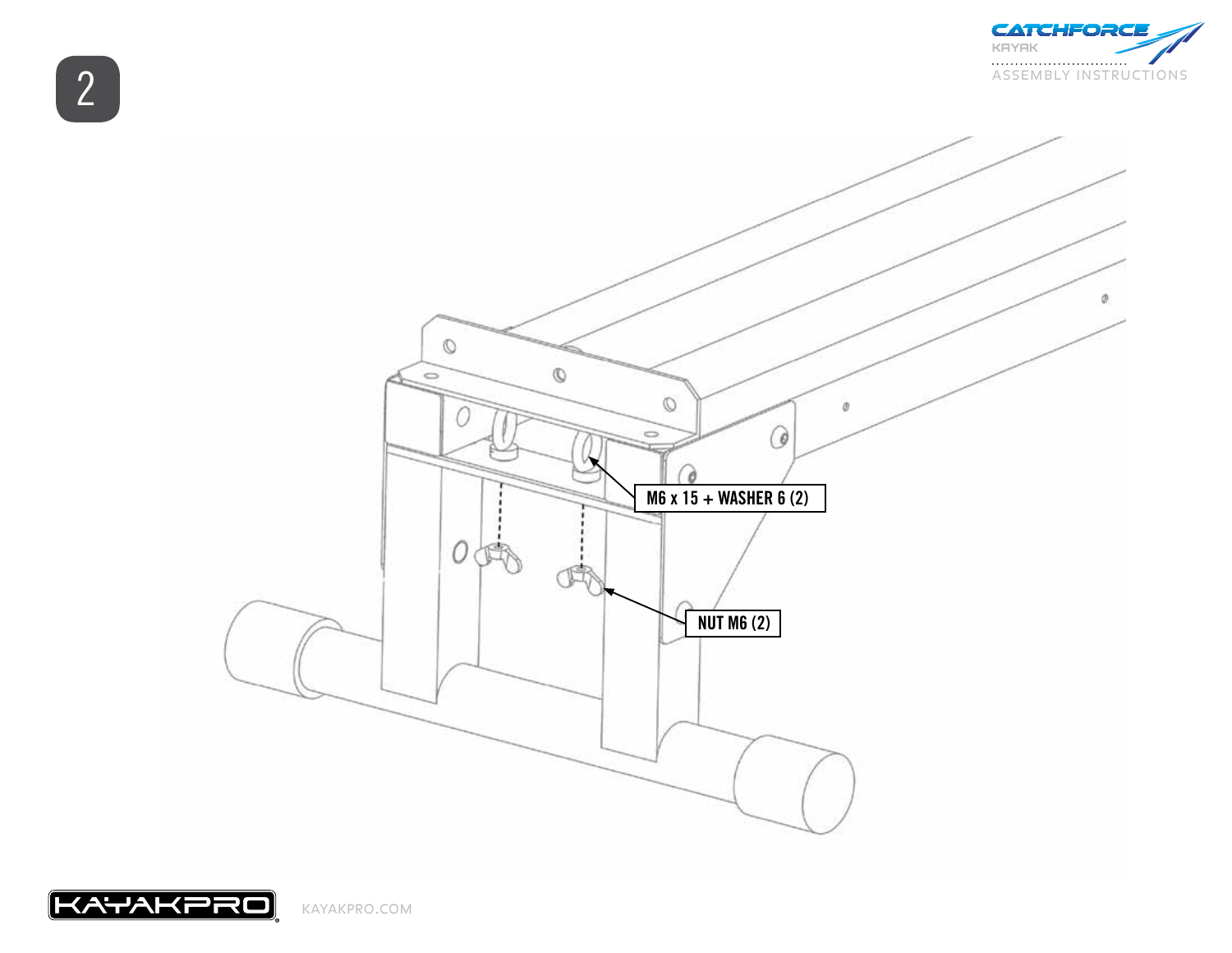# 2

M6 x 15 + WASHER 6 (2)

NUT M6 (2)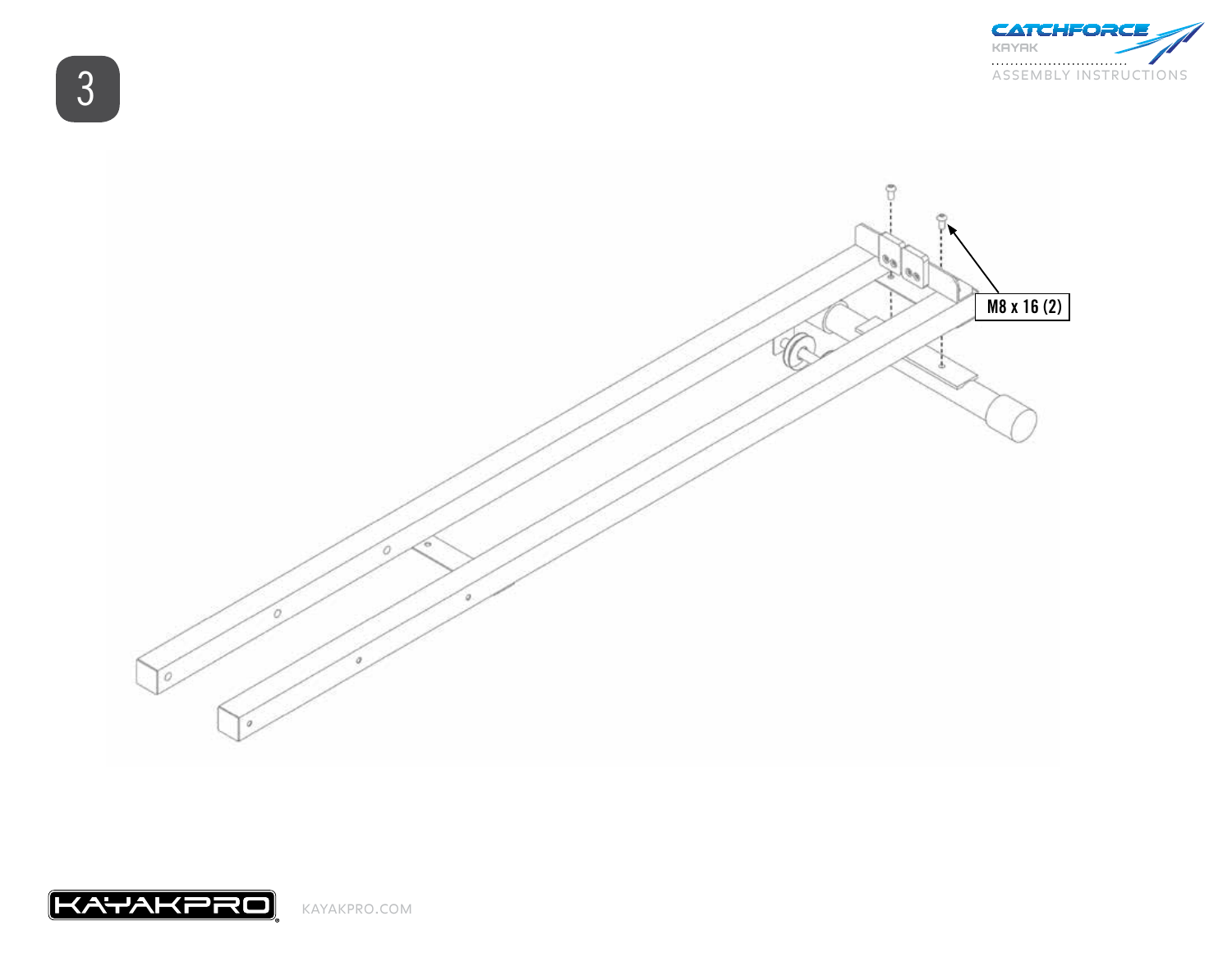# 3

M8 x 16 (2)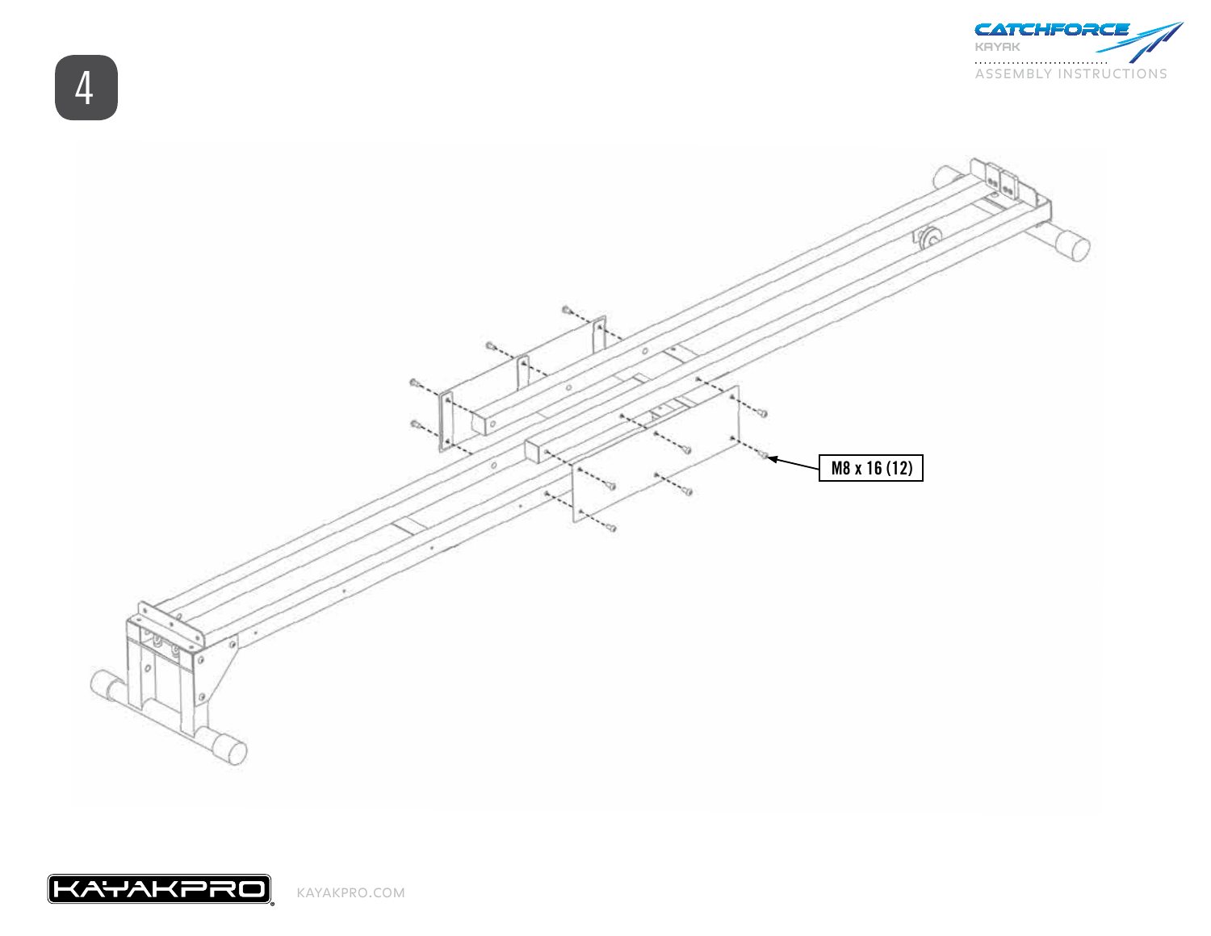# 4

M8 x 16 (12)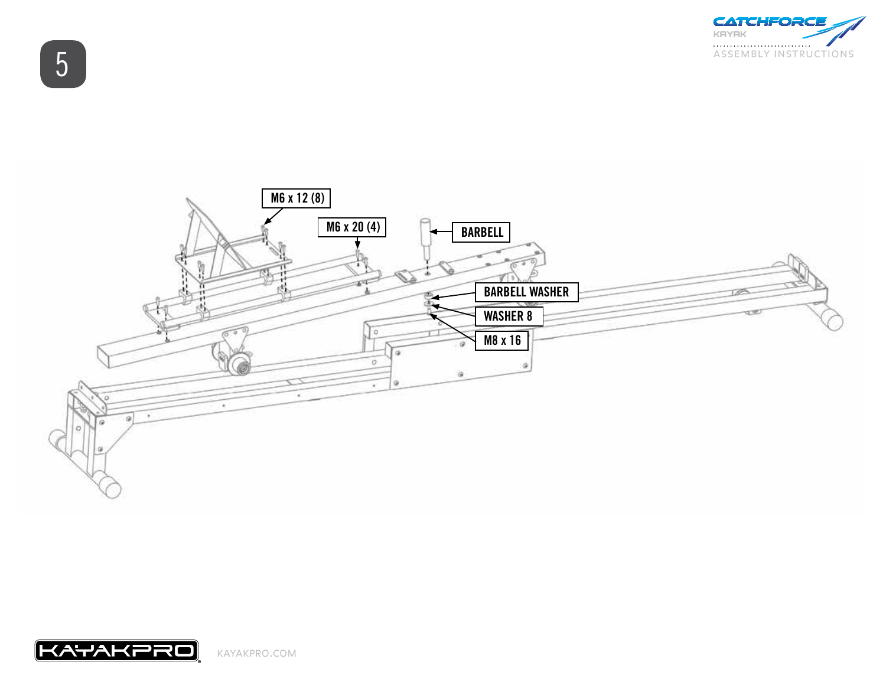# 5

M6 x 12 (8)

M6 x 20 (4)

BARBELL

BARBELL WASHER

WASHER 8

M8 x 16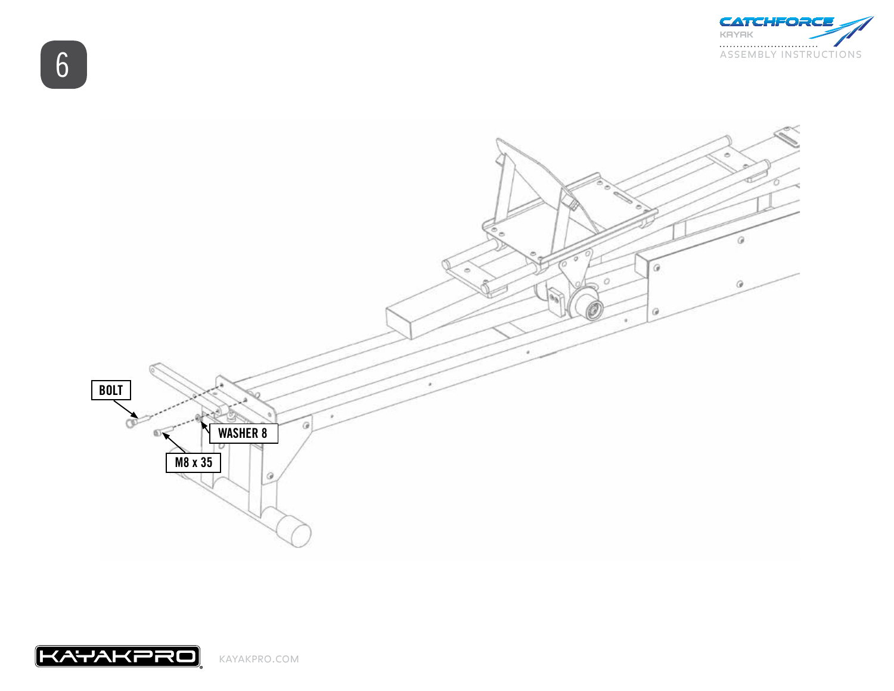# 6

BOLT

WASHER 8

M8 x 35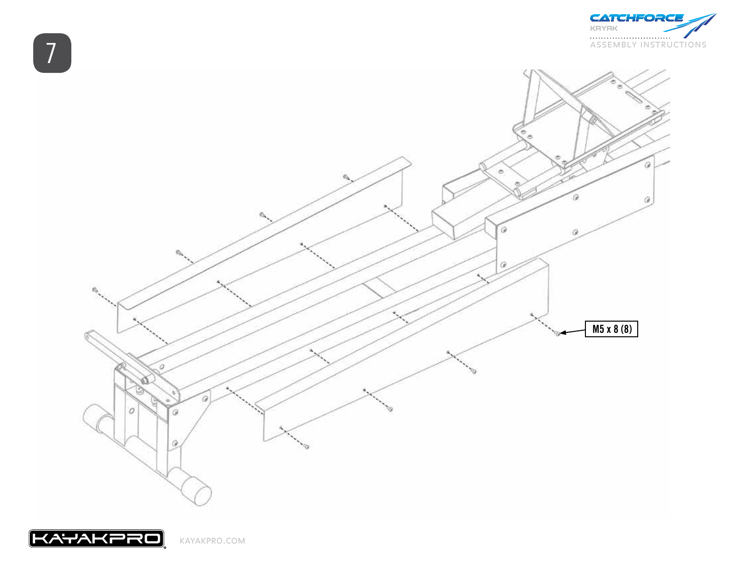# 7

M5 x 8 (8)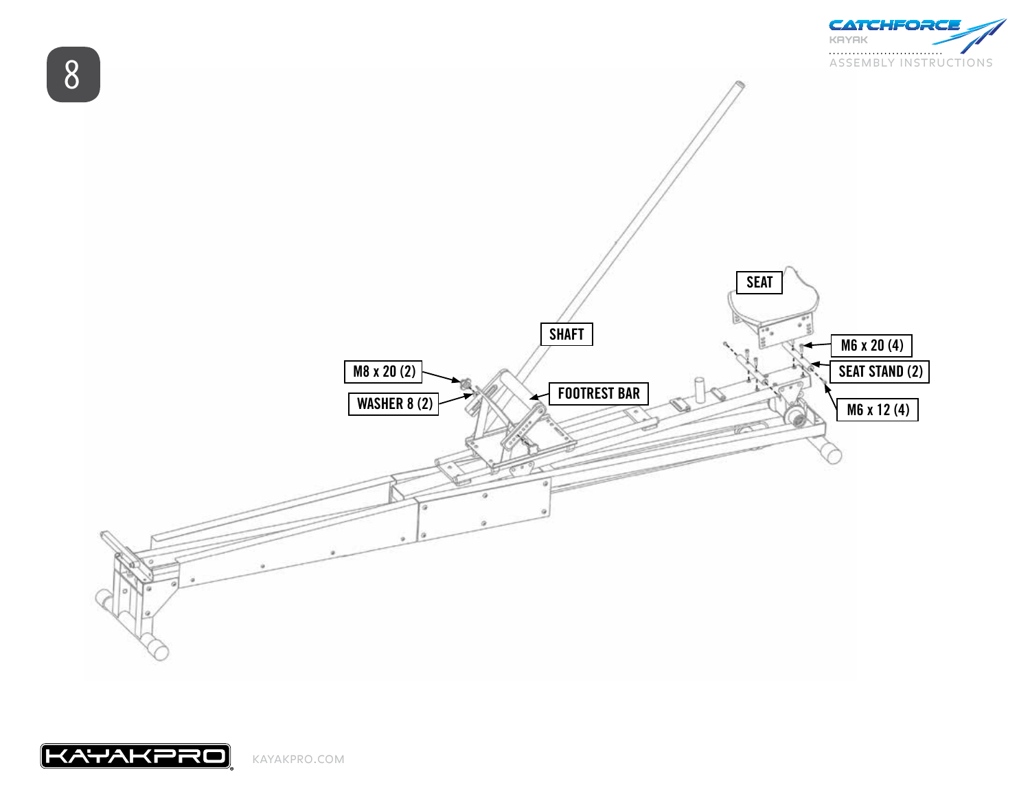8

SEAT

SHAFT

M6 x 20 (4)

SEAT STAND (2)

M8 x 20 (2)

FOOTREST BAR

WASHER 8 (2)

M6 x 12 (4)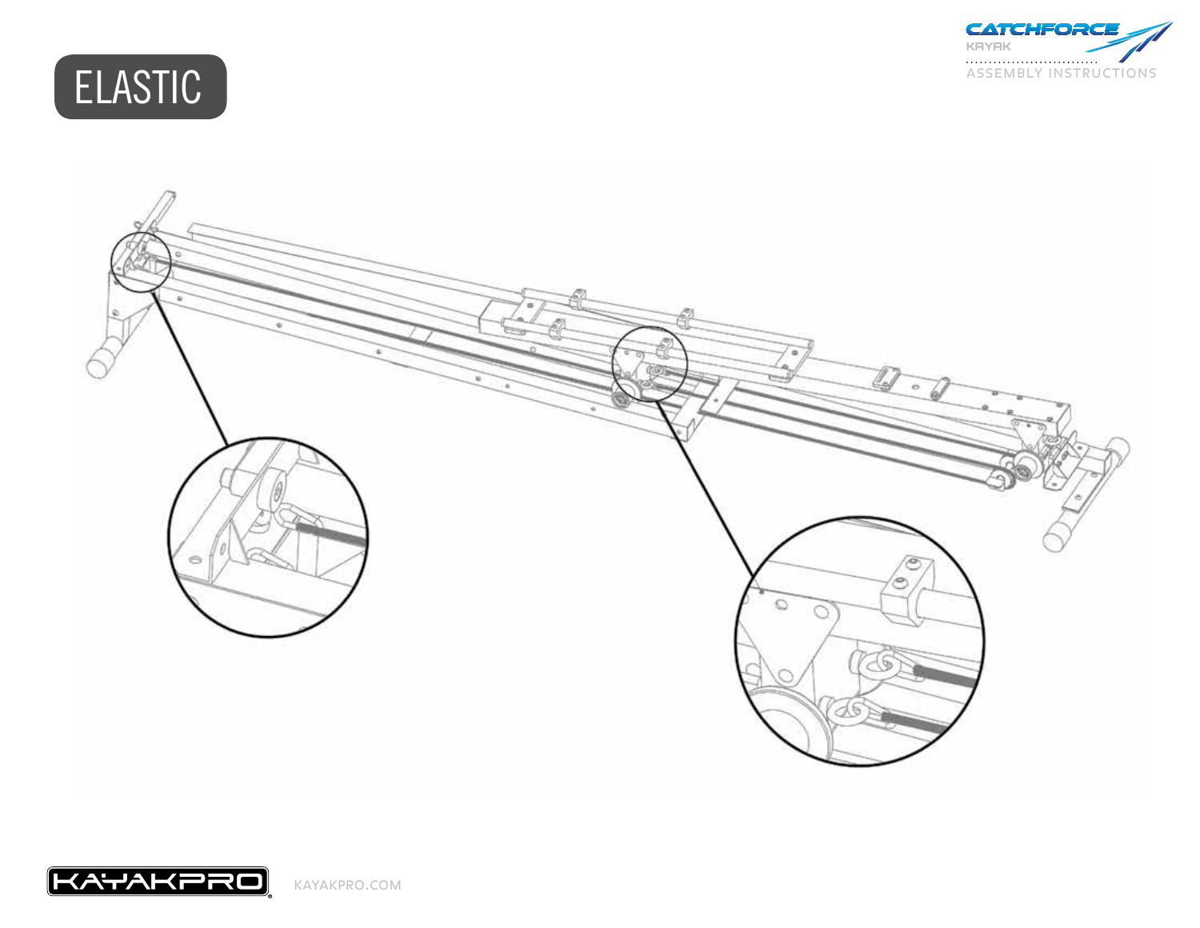# ELASTIC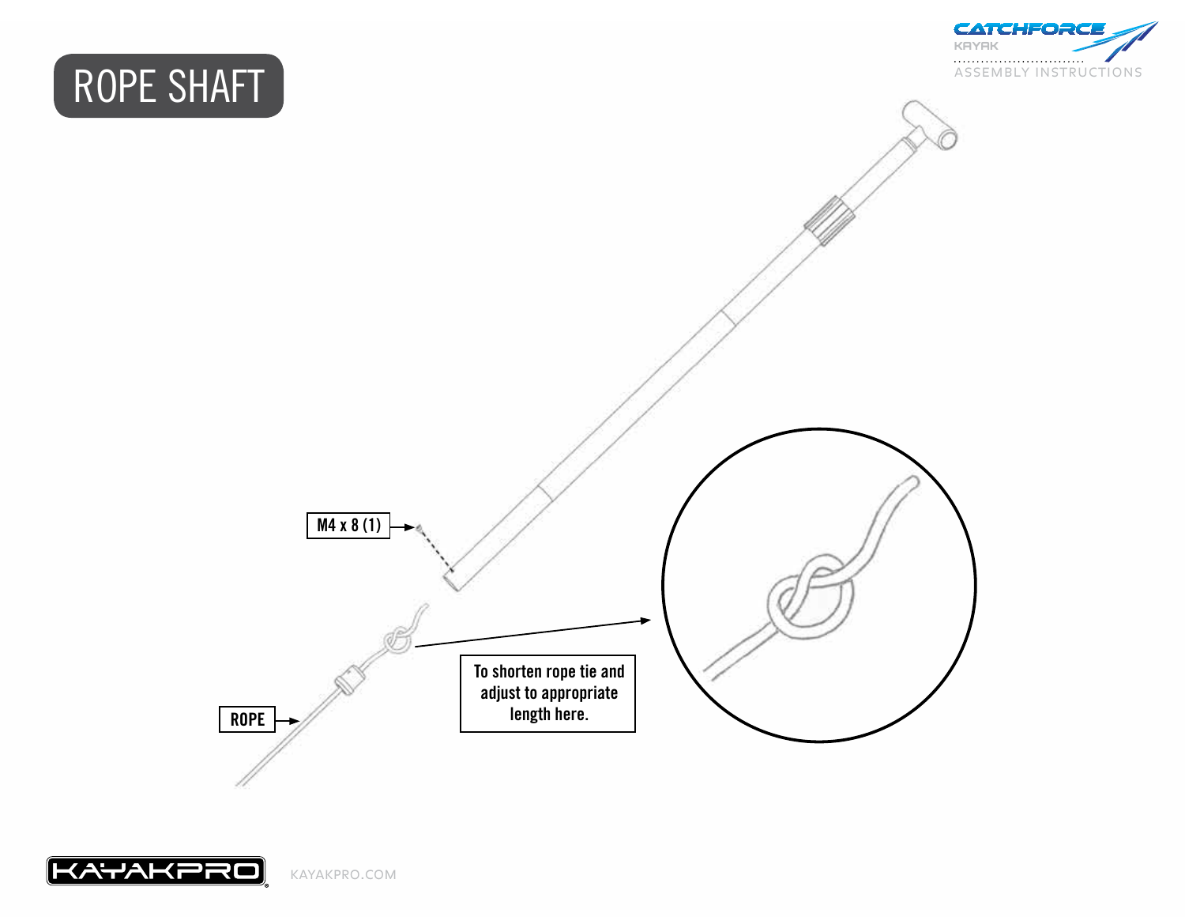# ROPE SHAFT

M4 x 8 (1)

ROPE

To shorten rope tie and adjust to appropriate length here.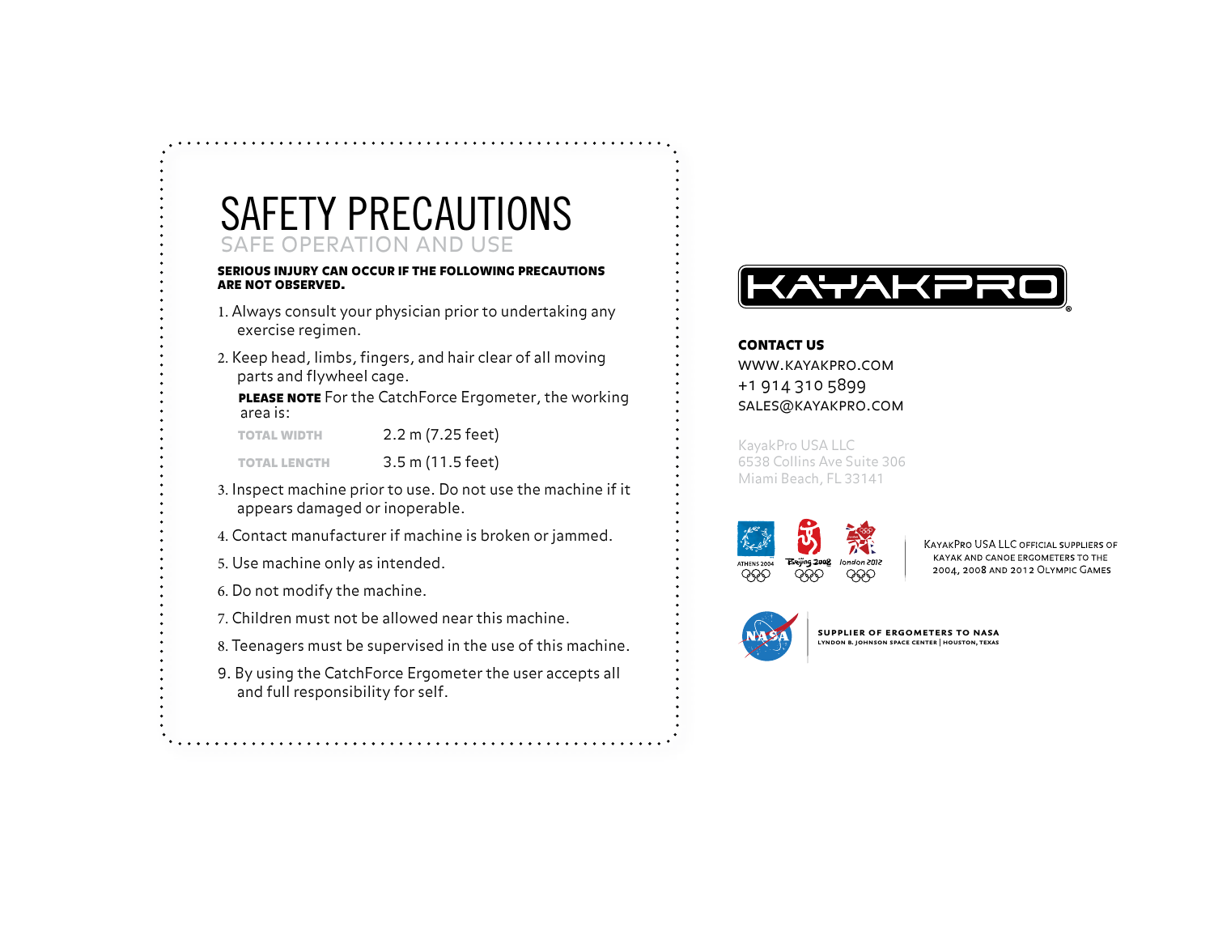# SAFETY PRECAUTIONS

## SAFE OPERATION AND USE

**SERIOUS INJURY CAN OCCUR IF THE FOLLOWING PRECAUTIONS ARE NOT OBSERVED.**

1. Always consult your physician prior to undertaking any exercise regimen.
2. Keep head, limbs, fingers, and hair clear of all moving parts and flywheel cage.

   **PLEASE NOTE** For the CatchForce Ergometer, the working area is:

   | | |
   |---|---|
   | **TOTAL WIDTH** | 2.2 m (7.25 feet) |
   | **TOTAL LENGTH** | 3.5 m (11.5 feet) |

3. Inspect machine prior to use. Do not use the machine if it appears damaged or inoperable.
4. Contact manufacturer if machine is broken or jammed.
5. Use machine only as intended.
6. Do not modify the machine.
7. Children must not be allowed near this machine.
8. Teenagers must be supervised in the use of this machine.
9. By using the CatchForce Ergometer the user accepts all and full responsibility for self.

KAYAKPRO®

**CONTACT US**

WWW.KAYAKPRO.COM
+1 914 310 5899
SALES@KAYAKPRO.COM

KayakPro USA LLC
6538 Collins Ave Suite 306
Miami Beach, FL 33141

ATHENS 2004 Beijing 2008 london 2012

KayakPro USA LLC official suppliers of kayak and canoe ergometers to the 2004, 2008 and 2012 Olympic Games

NASA

SUPPLIER OF ERGOMETERS TO NASA
LYNDON B. JOHNSON SPACE CENTER | HOUSTON, TEXAS